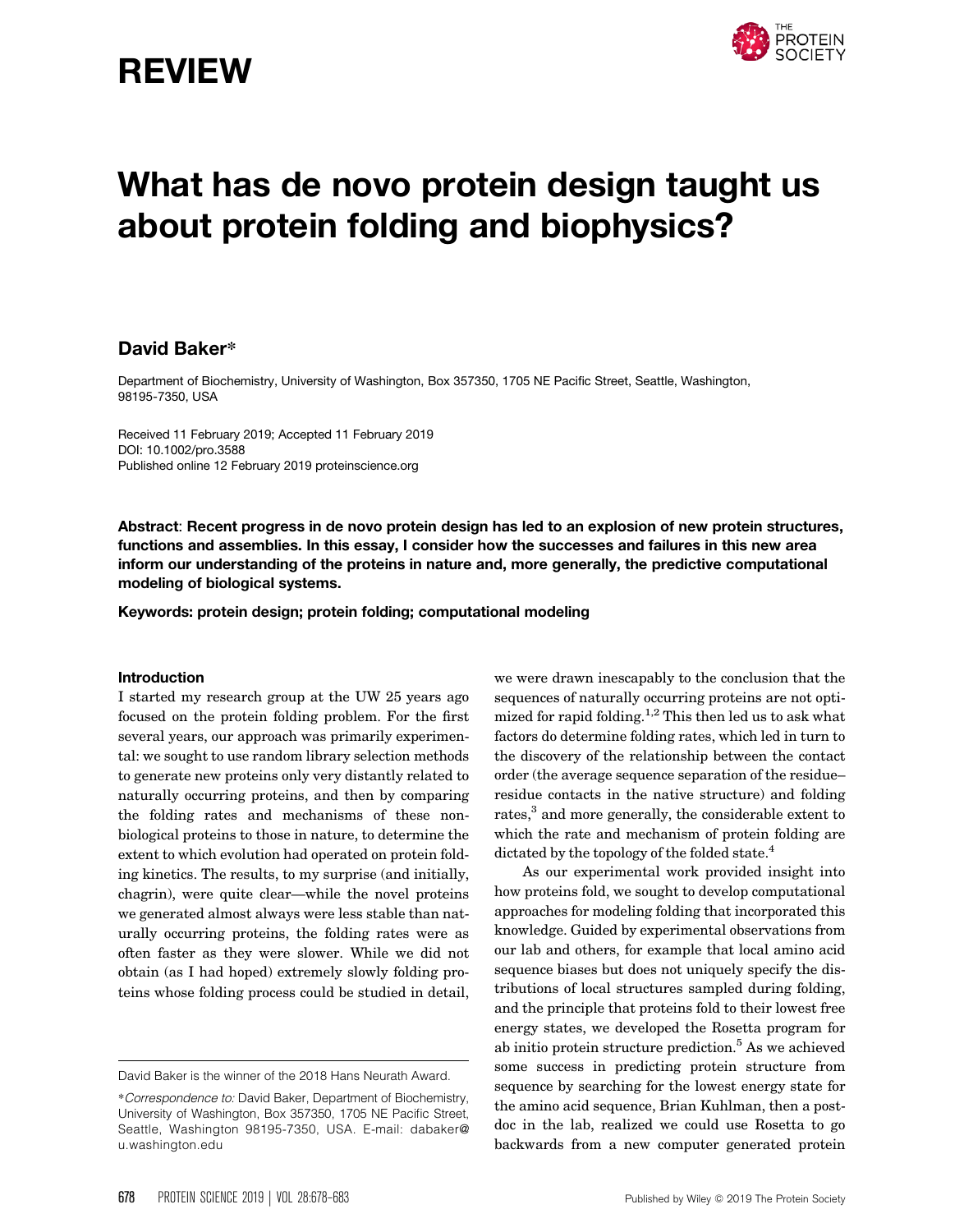REVIEW

# What has de novo protein design taught us about protein folding and biophysics?

## David Baker*

Department of Biochemistry, University of Washington, Box 357350, 1705 NE Pacific Street, Seattle, Washington, 98195-7350, USA

Received 11 February 2019; Accepted 11 February 2019
DOI: 10.1002/pro.3588
Published online 12 February 2019 proteinscience.org

**Abstract**: **Recent progress in de novo protein design has led to an explosion of new protein structures, functions and assemblies. In this essay, I consider how the successes and failures in this new area inform our understanding of the proteins in nature and, more generally, the predictive computational modeling of biological systems.**

**Keywords: protein design; protein folding; computational modeling**

### Introduction

I started my research group at the UW 25 years ago focused on the protein folding problem. For the first several years, our approach was primarily experimental: we sought to use random library selection methods to generate new proteins only very distantly related to naturally occurring proteins, and then by comparing the folding rates and mechanisms of these non-biological proteins to those in nature, to determine the extent to which evolution had operated on protein folding kinetics. The results, to my surprise (and initially, chagrin), were quite clear—while the novel proteins we generated almost always were less stable than naturally occurring proteins, the folding rates were as often faster as they were slower. While we did not obtain (as I had hoped) extremely slowly folding proteins whose folding process could be studied in detail, we were drawn inescapably to the conclusion that the sequences of naturally occurring proteins are not optimized for rapid folding.[1,2] This then led us to ask what factors do determine folding rates, which led in turn to the discovery of the relationship between the contact order (the average sequence separation of the residue–residue contacts in the native structure) and folding rates,[3] and more generally, the considerable extent to which the rate and mechanism of protein folding are dictated by the topology of the folded state.[4]

As our experimental work provided insight into how proteins fold, we sought to develop computational approaches for modeling folding that incorporated this knowledge. Guided by experimental observations from our lab and others, for example that local amino acid sequence biases but does not uniquely specify the distributions of local structures sampled during folding, and the principle that proteins fold to their lowest free energy states, we developed the Rosetta program for ab initio protein structure prediction.[5] As we achieved some success in predicting protein structure from sequence by searching for the lowest energy state for the amino acid sequence, Brian Kuhlman, then a postdoc in the lab, realized we could use Rosetta to go backwards from a new computer generated protein

David Baker is the winner of the 2018 Hans Neurath Award.

*Correspondence to: David Baker, Department of Biochemistry, University of Washington, Box 357350, 1705 NE Pacific Street, Seattle, Washington 98195-7350, USA. E-mail: dabaker@u.washington.edu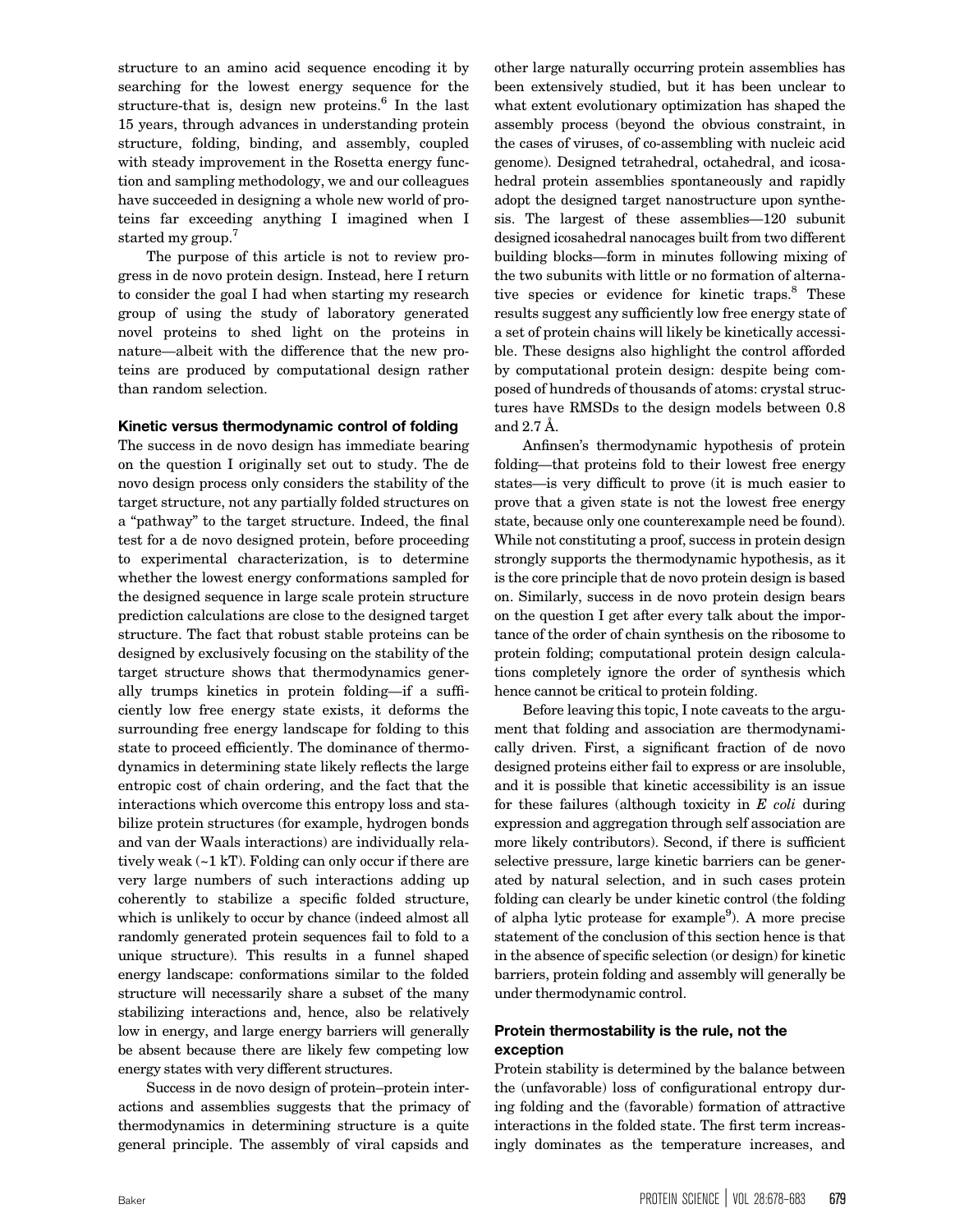structure to an amino acid sequence encoding it by searching for the lowest energy sequence for the structure-that is, design new proteins.[6] In the last 15 years, through advances in understanding protein structure, folding, binding, and assembly, coupled with steady improvement in the Rosetta energy function and sampling methodology, we and our colleagues have succeeded in designing a whole new world of proteins far exceeding anything I imagined when I started my group.[7]

The purpose of this article is not to review progress in de novo protein design. Instead, here I return to consider the goal I had when starting my research group of using the study of laboratory generated novel proteins to shed light on the proteins in nature—albeit with the difference that the new proteins are produced by computational design rather than random selection.

### Kinetic versus thermodynamic control of folding

The success in de novo design has immediate bearing on the question I originally set out to study. The de novo design process only considers the stability of the target structure, not any partially folded structures on a "pathway" to the target structure. Indeed, the final test for a de novo designed protein, before proceeding to experimental characterization, is to determine whether the lowest energy conformations sampled for the designed sequence in large scale protein structure prediction calculations are close to the designed target structure. The fact that robust stable proteins can be designed by exclusively focusing on the stability of the target structure shows that thermodynamics generally trumps kinetics in protein folding—if a sufficiently low free energy state exists, it deforms the surrounding free energy landscape for folding to this state to proceed efficiently. The dominance of thermodynamics in determining state likely reflects the large entropic cost of chain ordering, and the fact that the interactions which overcome this entropy loss and stabilize protein structures (for example, hydrogen bonds and van der Waals interactions) are individually relatively weak (~1 kT). Folding can only occur if there are very large numbers of such interactions adding up coherently to stabilize a specific folded structure, which is unlikely to occur by chance (indeed almost all randomly generated protein sequences fail to fold to a unique structure). This results in a funnel shaped energy landscape: conformations similar to the folded structure will necessarily share a subset of the many stabilizing interactions and, hence, also be relatively low in energy, and large energy barriers will generally be absent because there are likely few competing low energy states with very different structures.

Success in de novo design of protein–protein interactions and assemblies suggests that the primacy of thermodynamics in determining structure is a quite general principle. The assembly of viral capsids and other large naturally occurring protein assemblies has been extensively studied, but it has been unclear to what extent evolutionary optimization has shaped the assembly process (beyond the obvious constraint, in the cases of viruses, of co-assembling with nucleic acid genome). Designed tetrahedral, octahedral, and icosahedral protein assemblies spontaneously and rapidly adopt the designed target nanostructure upon synthesis. The largest of these assemblies—120 subunit designed icosahedral nanocages built from two different building blocks—form in minutes following mixing of the two subunits with little or no formation of alternative species or evidence for kinetic traps.[8] These results suggest any sufficiently low free energy state of a set of protein chains will likely be kinetically accessible. These designs also highlight the control afforded by computational protein design: despite being composed of hundreds of thousands of atoms: crystal structures have RMSDs to the design models between 0.8 and 2.7 Å.

Anfinsen's thermodynamic hypothesis of protein folding—that proteins fold to their lowest free energy states—is very difficult to prove (it is much easier to prove that a given state is not the lowest free energy state, because only one counterexample need be found). While not constituting a proof, success in protein design strongly supports the thermodynamic hypothesis, as it is the core principle that de novo protein design is based on. Similarly, success in de novo protein design bears on the question I get after every talk about the importance of the order of chain synthesis on the ribosome to protein folding; computational protein design calculations completely ignore the order of synthesis which hence cannot be critical to protein folding.

Before leaving this topic, I note caveats to the argument that folding and association are thermodynamically driven. First, a significant fraction of de novo designed proteins either fail to express or are insoluble, and it is possible that kinetic accessibility is an issue for these failures (although toxicity in *E coli* during expression and aggregation through self association are more likely contributors). Second, if there is sufficient selective pressure, large kinetic barriers can be generated by natural selection, and in such cases protein folding can clearly be under kinetic control (the folding of alpha lytic protease for example[9]). A more precise statement of the conclusion of this section hence is that in the absence of specific selection (or design) for kinetic barriers, protein folding and assembly will generally be under thermodynamic control.

### Protein thermostability is the rule, not the exception

Protein stability is determined by the balance between the (unfavorable) loss of configurational entropy during folding and the (favorable) formation of attractive interactions in the folded state. The first term increasingly dominates as the temperature increases, and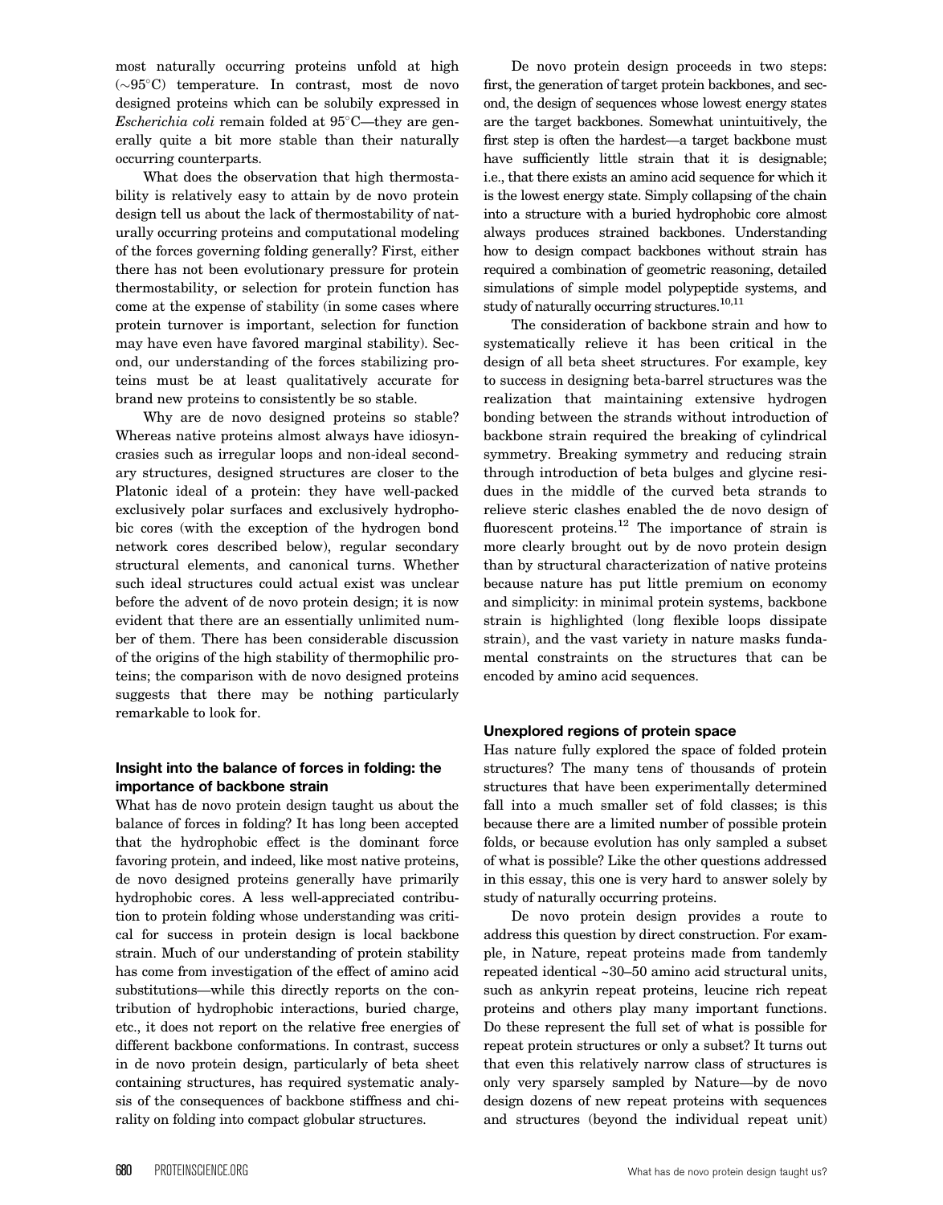most naturally occurring proteins unfold at high (~95°C) temperature. In contrast, most de novo designed proteins which can be solubily expressed in *Escherichia coli* remain folded at 95°C—they are generally quite a bit more stable than their naturally occurring counterparts.

What does the observation that high thermostability is relatively easy to attain by de novo protein design tell us about the lack of thermostability of naturally occurring proteins and computational modeling of the forces governing folding generally? First, either there has not been evolutionary pressure for protein thermostability, or selection for protein function has come at the expense of stability (in some cases where protein turnover is important, selection for function may have even have favored marginal stability). Second, our understanding of the forces stabilizing proteins must be at least qualitatively accurate for brand new proteins to consistently be so stable.

Why are de novo designed proteins so stable? Whereas native proteins almost always have idiosyncrasies such as irregular loops and non-ideal secondary structures, designed structures are closer to the Platonic ideal of a protein: they have well-packed exclusively polar surfaces and exclusively hydrophobic cores (with the exception of the hydrogen bond network cores described below), regular secondary structural elements, and canonical turns. Whether such ideal structures could actual exist was unclear before the advent of de novo protein design; it is now evident that there are an essentially unlimited number of them. There has been considerable discussion of the origins of the high stability of thermophilic proteins; the comparison with de novo designed proteins suggests that there may be nothing particularly remarkable to look for.

### Insight into the balance of forces in folding: the importance of backbone strain

What has de novo protein design taught us about the balance of forces in folding? It has long been accepted that the hydrophobic effect is the dominant force favoring protein, and indeed, like most native proteins, de novo designed proteins generally have primarily hydrophobic cores. A less well-appreciated contribution to protein folding whose understanding was critical for success in protein design is local backbone strain. Much of our understanding of protein stability has come from investigation of the effect of amino acid substitutions—while this directly reports on the contribution of hydrophobic interactions, buried charge, etc., it does not report on the relative free energies of different backbone conformations. In contrast, success in de novo protein design, particularly of beta sheet containing structures, has required systematic analysis of the consequences of backbone stiffness and chirality on folding into compact globular structures.

De novo protein design proceeds in two steps: first, the generation of target protein backbones, and second, the design of sequences whose lowest energy states are the target backbones. Somewhat unintuitively, the first step is often the hardest—a target backbone must have sufficiently little strain that it is designable; i.e., that there exists an amino acid sequence for which it is the lowest energy state. Simply collapsing of the chain into a structure with a buried hydrophobic core almost always produces strained backbones. Understanding how to design compact backbones without strain has required a combination of geometric reasoning, detailed simulations of simple model polypeptide systems, and study of naturally occurring structures.[10,11]

The consideration of backbone strain and how to systematically relieve it has been critical in the design of all beta sheet structures. For example, key to success in designing beta-barrel structures was the realization that maintaining extensive hydrogen bonding between the strands without introduction of backbone strain required the breaking of cylindrical symmetry. Breaking symmetry and reducing strain through introduction of beta bulges and glycine residues in the middle of the curved beta strands to relieve steric clashes enabled the de novo design of fluorescent proteins.[12] The importance of strain is more clearly brought out by de novo protein design than by structural characterization of native proteins because nature has put little premium on economy and simplicity: in minimal protein systems, backbone strain is highlighted (long flexible loops dissipate strain), and the vast variety in nature masks fundamental constraints on the structures that can be encoded by amino acid sequences.

### Unexplored regions of protein space

Has nature fully explored the space of folded protein structures? The many tens of thousands of protein structures that have been experimentally determined fall into a much smaller set of fold classes; is this because there are a limited number of possible protein folds, or because evolution has only sampled a subset of what is possible? Like the other questions addressed in this essay, this one is very hard to answer solely by study of naturally occurring proteins.

De novo protein design provides a route to address this question by direct construction. For example, in Nature, repeat proteins made from tandemly repeated identical ~30–50 amino acid structural units, such as ankyrin repeat proteins, leucine rich repeat proteins and others play many important functions. Do these represent the full set of what is possible for repeat protein structures or only a subset? It turns out that even this relatively narrow class of structures is only very sparsely sampled by Nature—by de novo design dozens of new repeat proteins with sequences and structures (beyond the individual repeat unit)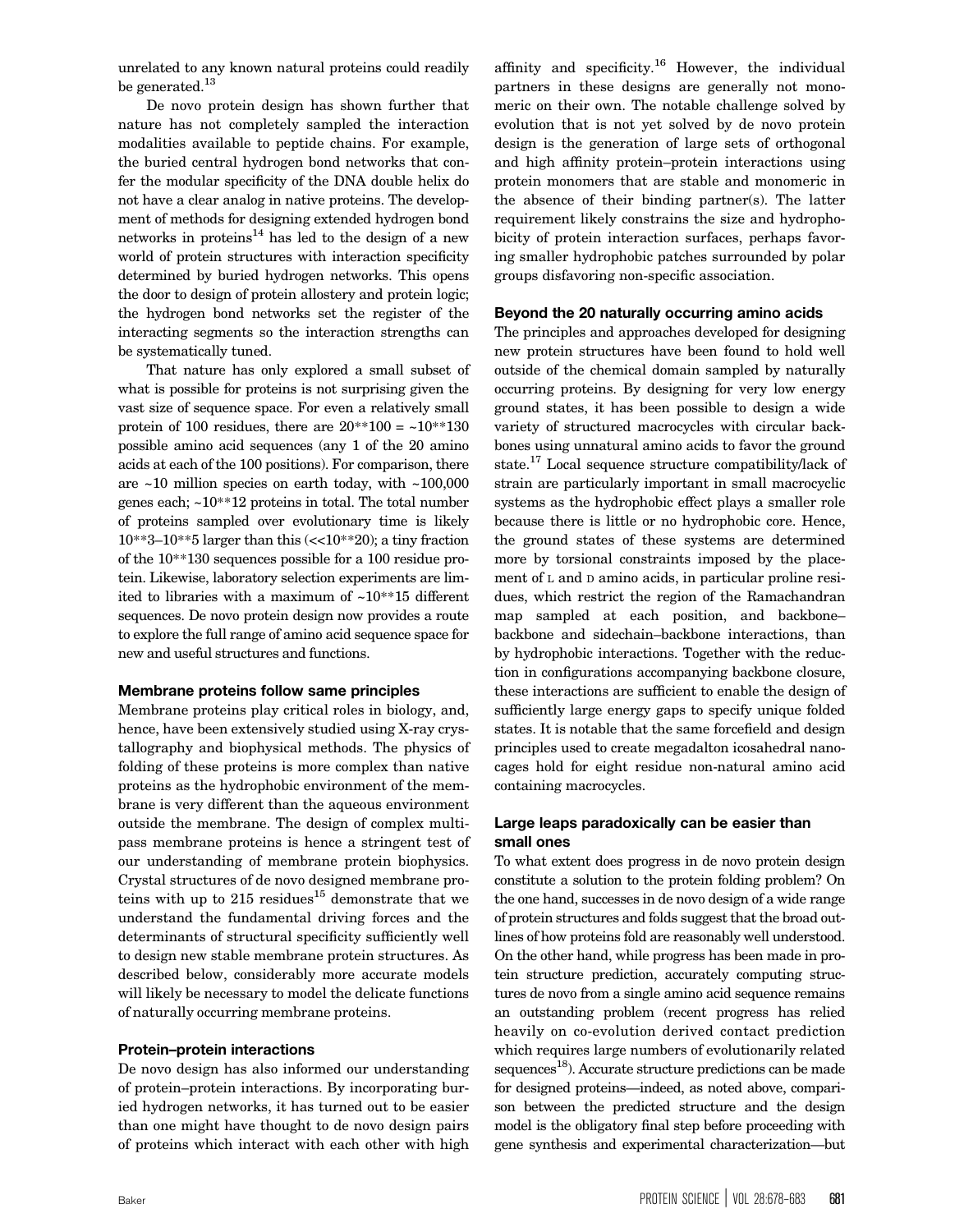unrelated to any known natural proteins could readily be generated.[13]

De novo protein design has shown further that nature has not completely sampled the interaction modalities available to peptide chains. For example, the buried central hydrogen bond networks that confer the modular specificity of the DNA double helix do not have a clear analog in native proteins. The development of methods for designing extended hydrogen bond networks in proteins[14] has led to the design of a new world of protein structures with interaction specificity determined by buried hydrogen networks. This opens the door to design of protein allostery and protein logic; the hydrogen bond networks set the register of the interacting segments so the interaction strengths can be systematically tuned.

That nature has only explored a small subset of what is possible for proteins is not surprising given the vast size of sequence space. For even a relatively small protein of 100 residues, there are 20**100 = ~10**130 possible amino acid sequences (any 1 of the 20 amino acids at each of the 100 positions). For comparison, there are ~10 million species on earth today, with ~100,000 genes each; ~10**12 proteins in total. The total number of proteins sampled over evolutionary time is likely 10**3–10**5 larger than this (<<10**20); a tiny fraction of the 10**130 sequences possible for a 100 residue protein. Likewise, laboratory selection experiments are limited to libraries with a maximum of ~10**15 different sequences. De novo protein design now provides a route to explore the full range of amino acid sequence space for new and useful structures and functions.

### Membrane proteins follow same principles

Membrane proteins play critical roles in biology, and, hence, have been extensively studied using X-ray crystallography and biophysical methods. The physics of folding of these proteins is more complex than native proteins as the hydrophobic environment of the membrane is very different than the aqueous environment outside the membrane. The design of complex multipass membrane proteins is hence a stringent test of our understanding of membrane protein biophysics. Crystal structures of de novo designed membrane proteins with up to 215 residues[15] demonstrate that we understand the fundamental driving forces and the determinants of structural specificity sufficiently well to design new stable membrane protein structures. As described below, considerably more accurate models will likely be necessary to model the delicate functions of naturally occurring membrane proteins.

### Protein–protein interactions

De novo design has also informed our understanding of protein–protein interactions. By incorporating buried hydrogen networks, it has turned out to be easier than one might have thought to de novo design pairs of proteins which interact with each other with high affinity and specificity.[16] However, the individual partners in these designs are generally not monomeric on their own. The notable challenge solved by evolution that is not yet solved by de novo protein design is the generation of large sets of orthogonal and high affinity protein–protein interactions using protein monomers that are stable and monomeric in the absence of their binding partner(s). The latter requirement likely constrains the size and hydrophobicity of protein interaction surfaces, perhaps favoring smaller hydrophobic patches surrounded by polar groups disfavoring non-specific association.

### Beyond the 20 naturally occurring amino acids

The principles and approaches developed for designing new protein structures have been found to hold well outside of the chemical domain sampled by naturally occurring proteins. By designing for very low energy ground states, it has been possible to design a wide variety of structured macrocycles with circular backbones using unnatural amino acids to favor the ground state.[17] Local sequence structure compatibility/lack of strain are particularly important in small macrocyclic systems as the hydrophobic effect plays a smaller role because there is little or no hydrophobic core. Hence, the ground states of these systems are determined more by torsional constraints imposed by the placement of L and D amino acids, in particular proline residues, which restrict the region of the Ramachandran map sampled at each position, and backbone–backbone and sidechain–backbone interactions, than by hydrophobic interactions. Together with the reduction in configurations accompanying backbone closure, these interactions are sufficient to enable the design of sufficiently large energy gaps to specify unique folded states. It is notable that the same forcefield and design principles used to create megadalton icosahedral nanocages hold for eight residue non-natural amino acid containing macrocycles.

### Large leaps paradoxically can be easier than small ones

To what extent does progress in de novo protein design constitute a solution to the protein folding problem? On the one hand, successes in de novo design of a wide range of protein structures and folds suggest that the broad outlines of how proteins fold are reasonably well understood. On the other hand, while progress has been made in protein structure prediction, accurately computing structures de novo from a single amino acid sequence remains an outstanding problem (recent progress has relied heavily on co-evolution derived contact prediction which requires large numbers of evolutionarily related sequences[18]). Accurate structure predictions can be made for designed proteins—indeed, as noted above, comparison between the predicted structure and the design model is the obligatory final step before proceeding with gene synthesis and experimental characterization—but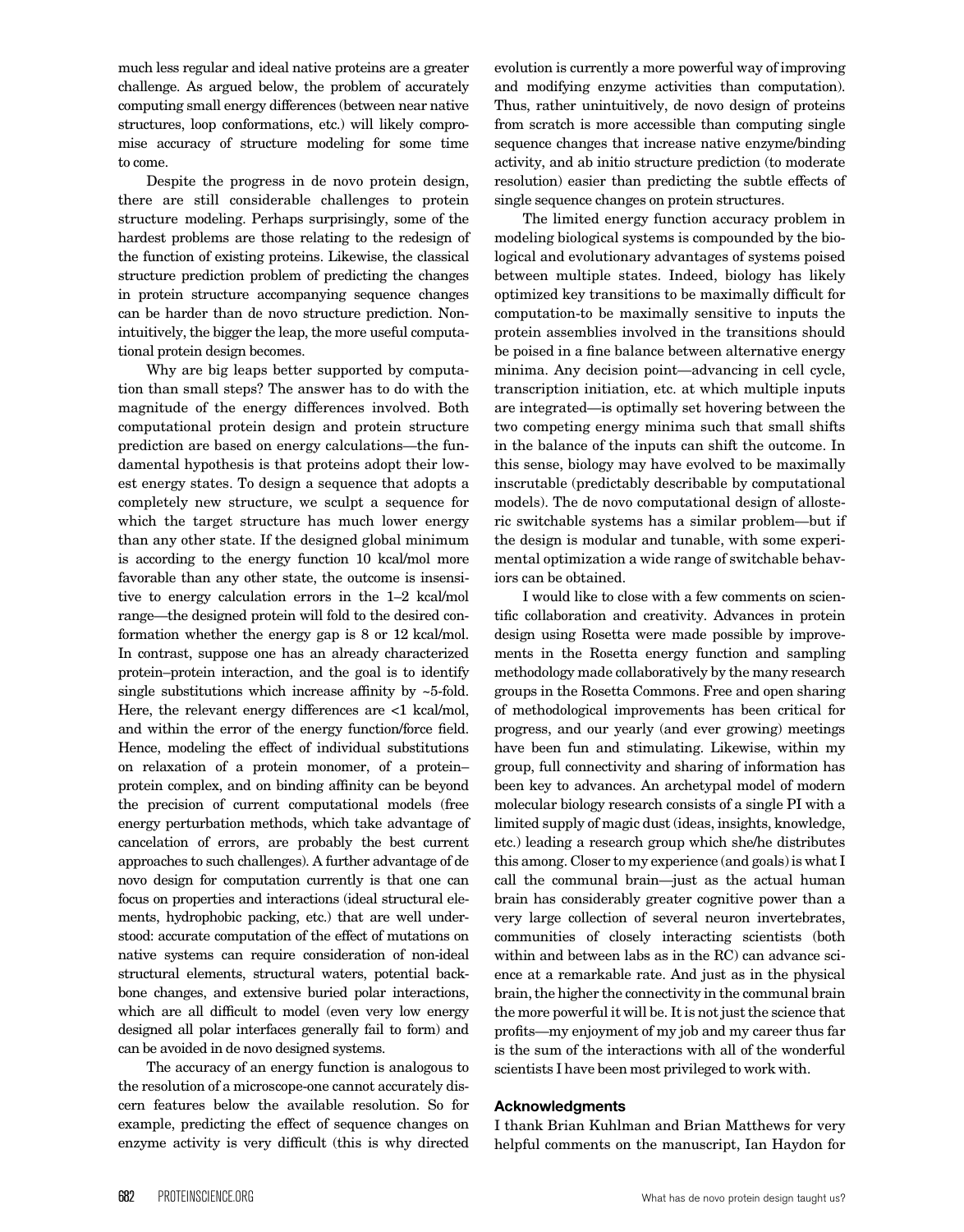much less regular and ideal native proteins are a greater challenge. As argued below, the problem of accurately computing small energy differences (between near native structures, loop conformations, etc.) will likely compromise accuracy of structure modeling for some time to come.

Despite the progress in de novo protein design, there are still considerable challenges to protein structure modeling. Perhaps surprisingly, some of the hardest problems are those relating to the redesign of the function of existing proteins. Likewise, the classical structure prediction problem of predicting the changes in protein structure accompanying sequence changes can be harder than de novo structure prediction. Nonintuitively, the bigger the leap, the more useful computational protein design becomes.

Why are big leaps better supported by computation than small steps? The answer has to do with the magnitude of the energy differences involved. Both computational protein design and protein structure prediction are based on energy calculations—the fundamental hypothesis is that proteins adopt their lowest energy states. To design a sequence that adopts a completely new structure, we sculpt a sequence for which the target structure has much lower energy than any other state. If the designed global minimum is according to the energy function 10 kcal/mol more favorable than any other state, the outcome is insensitive to energy calculation errors in the 1–2 kcal/mol range—the designed protein will fold to the desired conformation whether the energy gap is 8 or 12 kcal/mol. In contrast, suppose one has an already characterized protein–protein interaction, and the goal is to identify single substitutions which increase affinity by ~5-fold. Here, the relevant energy differences are <1 kcal/mol, and within the error of the energy function/force field. Hence, modeling the effect of individual substitutions on relaxation of a protein monomer, of a protein–protein complex, and on binding affinity can be beyond the precision of current computational models (free energy perturbation methods, which take advantage of cancelation of errors, are probably the best current approaches to such challenges). A further advantage of de novo design for computation currently is that one can focus on properties and interactions (ideal structural elements, hydrophobic packing, etc.) that are well understood: accurate computation of the effect of mutations on native systems can require consideration of non-ideal structural elements, structural waters, potential backbone changes, and extensive buried polar interactions, which are all difficult to model (even very low energy designed all polar interfaces generally fail to form) and can be avoided in de novo designed systems.

The accuracy of an energy function is analogous to the resolution of a microscope-one cannot accurately discern features below the available resolution. So for example, predicting the effect of sequence changes on enzyme activity is very difficult (this is why directed evolution is currently a more powerful way of improving and modifying enzyme activities than computation). Thus, rather unintuitively, de novo design of proteins from scratch is more accessible than computing single sequence changes that increase native enzyme/binding activity, and ab initio structure prediction (to moderate resolution) easier than predicting the subtle effects of single sequence changes on protein structures.

The limited energy function accuracy problem in modeling biological systems is compounded by the biological and evolutionary advantages of systems poised between multiple states. Indeed, biology has likely optimized key transitions to be maximally difficult for computation-to be maximally sensitive to inputs the protein assemblies involved in the transitions should be poised in a fine balance between alternative energy minima. Any decision point—advancing in cell cycle, transcription initiation, etc. at which multiple inputs are integrated—is optimally set hovering between the two competing energy minima such that small shifts in the balance of the inputs can shift the outcome. In this sense, biology may have evolved to be maximally inscrutable (predictably describable by computational models). The de novo computational design of allosteric switchable systems has a similar problem—but if the design is modular and tunable, with some experimental optimization a wide range of switchable behaviors can be obtained.

I would like to close with a few comments on scientific collaboration and creativity. Advances in protein design using Rosetta were made possible by improvements in the Rosetta energy function and sampling methodology made collaboratively by the many research groups in the Rosetta Commons. Free and open sharing of methodological improvements has been critical for progress, and our yearly (and ever growing) meetings have been fun and stimulating. Likewise, within my group, full connectivity and sharing of information has been key to advances. An archetypal model of modern molecular biology research consists of a single PI with a limited supply of magic dust (ideas, insights, knowledge, etc.) leading a research group which she/he distributes this among. Closer to my experience (and goals) is what I call the communal brain—just as the actual human brain has considerably greater cognitive power than a very large collection of several neuron invertebrates, communities of closely interacting scientists (both within and between labs as in the RC) can advance science at a remarkable rate. And just as in the physical brain, the higher the connectivity in the communal brain the more powerful it will be. It is not just the science that profits—my enjoyment of my job and my career thus far is the sum of the interactions with all of the wonderful scientists I have been most privileged to work with.

## Acknowledgments

I thank Brian Kuhlman and Brian Matthews for very helpful comments on the manuscript, Ian Haydon for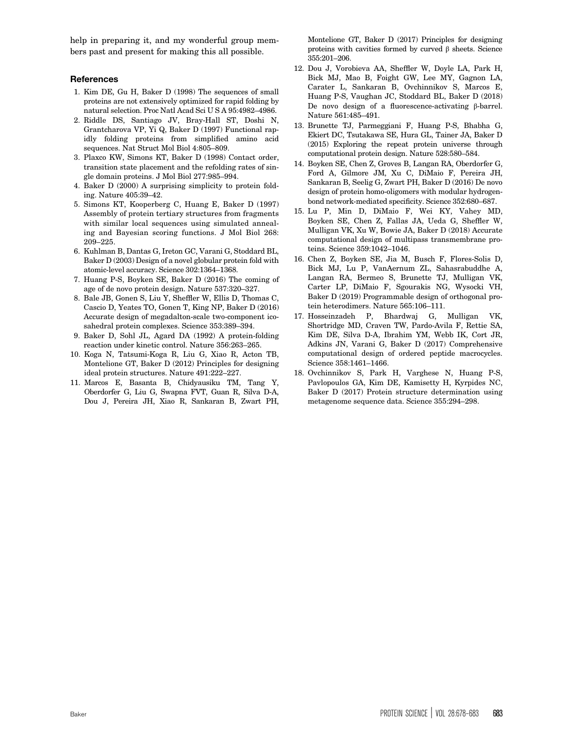help in preparing it, and my wonderful group members past and present for making this all possible.

## References

1. Kim DE, Gu H, Baker D (1998) The sequences of small proteins are not extensively optimized for rapid folding by natural selection. Proc Natl Acad Sci U S A 95:4982–4986.
2. Riddle DS, Santiago JV, Bray-Hall ST, Doshi N, Grantcharova VP, Yi Q, Baker D (1997) Functional rapidly folding proteins from simplified amino acid sequences. Nat Struct Mol Biol 4:805–809.
3. Plaxco KW, Simons KT, Baker D (1998) Contact order, transition state placement and the refolding rates of single domain proteins. J Mol Biol 277:985–994.
4. Baker D (2000) A surprising simplicity to protein folding. Nature 405:39–42.
5. Simons KT, Kooperberg C, Huang E, Baker D (1997) Assembly of protein tertiary structures from fragments with similar local sequences using simulated annealing and Bayesian scoring functions. J Mol Biol 268: 209–225.
6. Kuhlman B, Dantas G, Ireton GC, Varani G, Stoddard BL, Baker D (2003) Design of a novel globular protein fold with atomic-level accuracy. Science 302:1364–1368.
7. Huang P-S, Boyken SE, Baker D (2016) The coming of age of de novo protein design. Nature 537:320–327.
8. Bale JB, Gonen S, Liu Y, Sheffler W, Ellis D, Thomas C, Cascio D, Yeates TO, Gonen T, King NP, Baker D (2016) Accurate design of megadalton-scale two-component icosahedral protein complexes. Science 353:389–394.
9. Baker D, Sohl JL, Agard DA (1992) A protein-folding reaction under kinetic control. Nature 356:263–265.
10. Koga N, Tatsumi-Koga R, Liu G, Xiao R, Acton TB, Montelione GT, Baker D (2012) Principles for designing ideal protein structures. Nature 491:222–227.
11. Marcos E, Basanta B, Chidyausiku TM, Tang Y, Oberdorfer G, Liu G, Swapna FVT, Guan R, Silva D-A, Dou J, Pereira JH, Xiao R, Sankaran B, Zwart PH, Montelione GT, Baker D (2017) Principles for designing proteins with cavities formed by curved β sheets. Science 355:201–206.
12. Dou J, Vorobieva AA, Sheffler W, Doyle LA, Park H, Bick MJ, Mao B, Foight GW, Lee MY, Gagnon LA, Carater L, Sankaran B, Ovchinnikov S, Marcos E, Huang P-S, Vaughan JC, Stoddard BL, Baker D (2018) De novo design of a fluorescence-activating β-barrel. Nature 561:485–491.
13. Brunette TJ, Parmeggiani F, Huang P-S, Bhabha G, Ekiert DC, Tsutakawa SE, Hura GL, Tainer JA, Baker D (2015) Exploring the repeat protein universe through computational protein design. Nature 528:580–584.
14. Boyken SE, Chen Z, Groves B, Langan RA, Oberdorfer G, Ford A, Gilmore JM, Xu C, DiMaio F, Pereira JH, Sankaran B, Seelig G, Zwart PH, Baker D (2016) De novo design of protein homo-oligomers with modular hydrogen-bond network-mediated specificity. Science 352:680–687.
15. Lu P, Min D, DiMaio F, Wei KY, Vahey MD, Boyken SE, Chen Z, Fallas JA, Ueda G, Sheffler W, Mulligan VK, Xu W, Bowie JA, Baker D (2018) Accurate computational design of multipass transmembrane proteins. Science 359:1042–1046.
16. Chen Z, Boyken SE, Jia M, Busch F, Flores-Solis D, Bick MJ, Lu P, VanAernum ZL, Sahasrabuddhe A, Langan RA, Bermeo S, Brunette TJ, Mulligan VK, Carter LP, DiMaio F, Sgourakis NG, Wysocki VH, Baker D (2019) Programmable design of orthogonal protein heterodimers. Nature 565:106–111.
17. Hosseinzadeh P, Bhardwaj G, Mulligan VK, Shortridge MD, Craven TW, Pardo-Avila F, Rettie SA, Kim DE, Silva D-A, Ibrahim YM, Webb IK, Cort JR, Adkins JN, Varani G, Baker D (2017) Comprehensive computational design of ordered peptide macrocycles. Science 358:1461–1466.
18. Ovchinnikov S, Park H, Varghese N, Huang P-S, Pavlopoulos GA, Kim DE, Kamisetty H, Kyrpides NC, Baker D (2017) Protein structure determination using metagenome sequence data. Science 355:294–298.